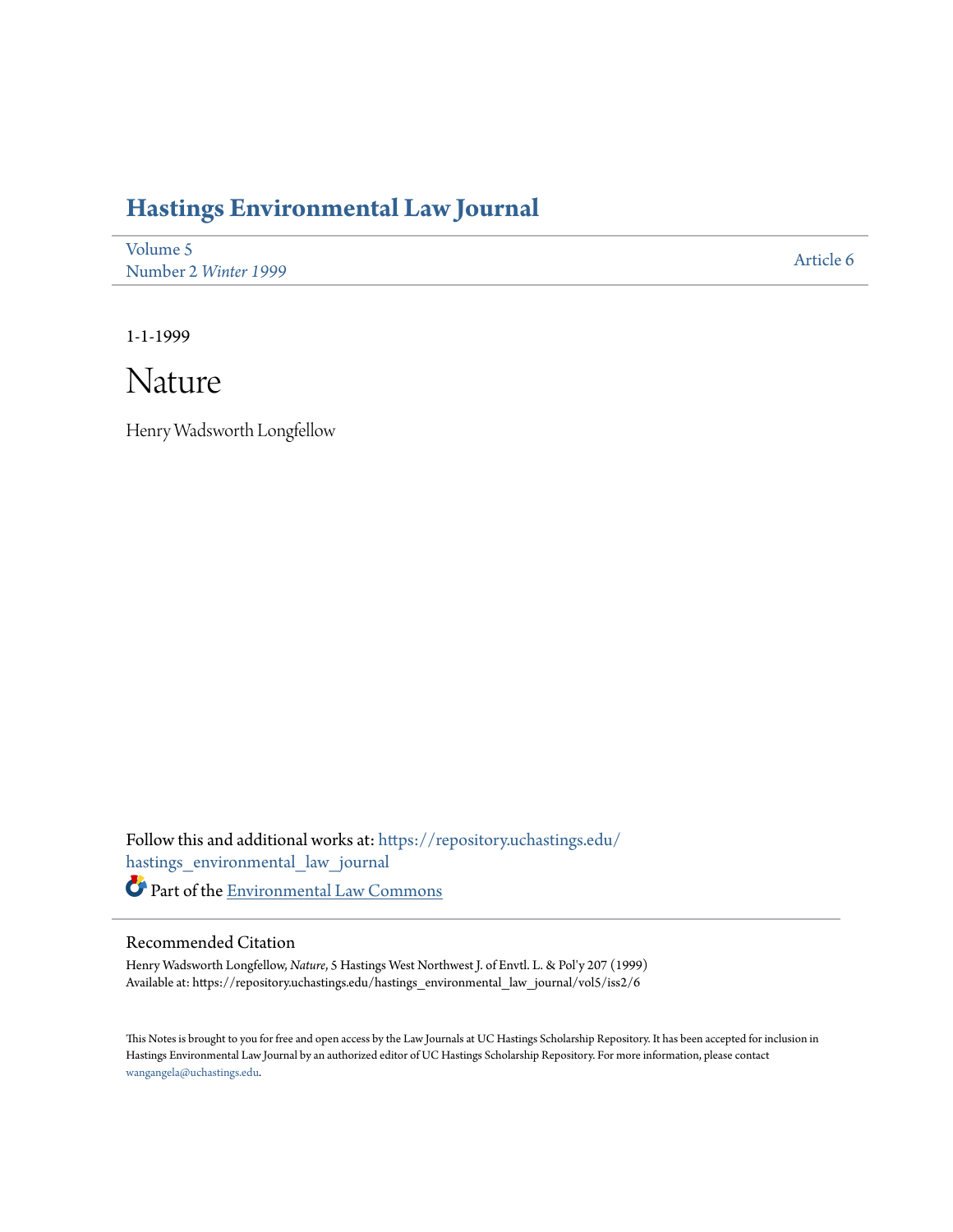# Hastings Environmental Law Journal

Volume 5
Number 2 *Winter 1999*

Article 6

1-1-1999

# Nature

Henry Wadsworth Longfellow

Follow this and additional works at: https://repository.uchastings.edu/hastings_environmental_law_journal

Part of the Environmental Law Commons

## Recommended Citation

Henry Wadsworth Longfellow, *Nature*, 5 Hastings West Northwest J. of Envtl. L. & Pol'y 207 (1999)
Available at: https://repository.uchastings.edu/hastings_environmental_law_journal/vol5/iss2/6

This Notes is brought to you for free and open access by the Law Journals at UC Hastings Scholarship Repository. It has been accepted for inclusion in Hastings Environmental Law Journal by an authorized editor of UC Hastings Scholarship Repository. For more information, please contact wangangela@uchastings.edu.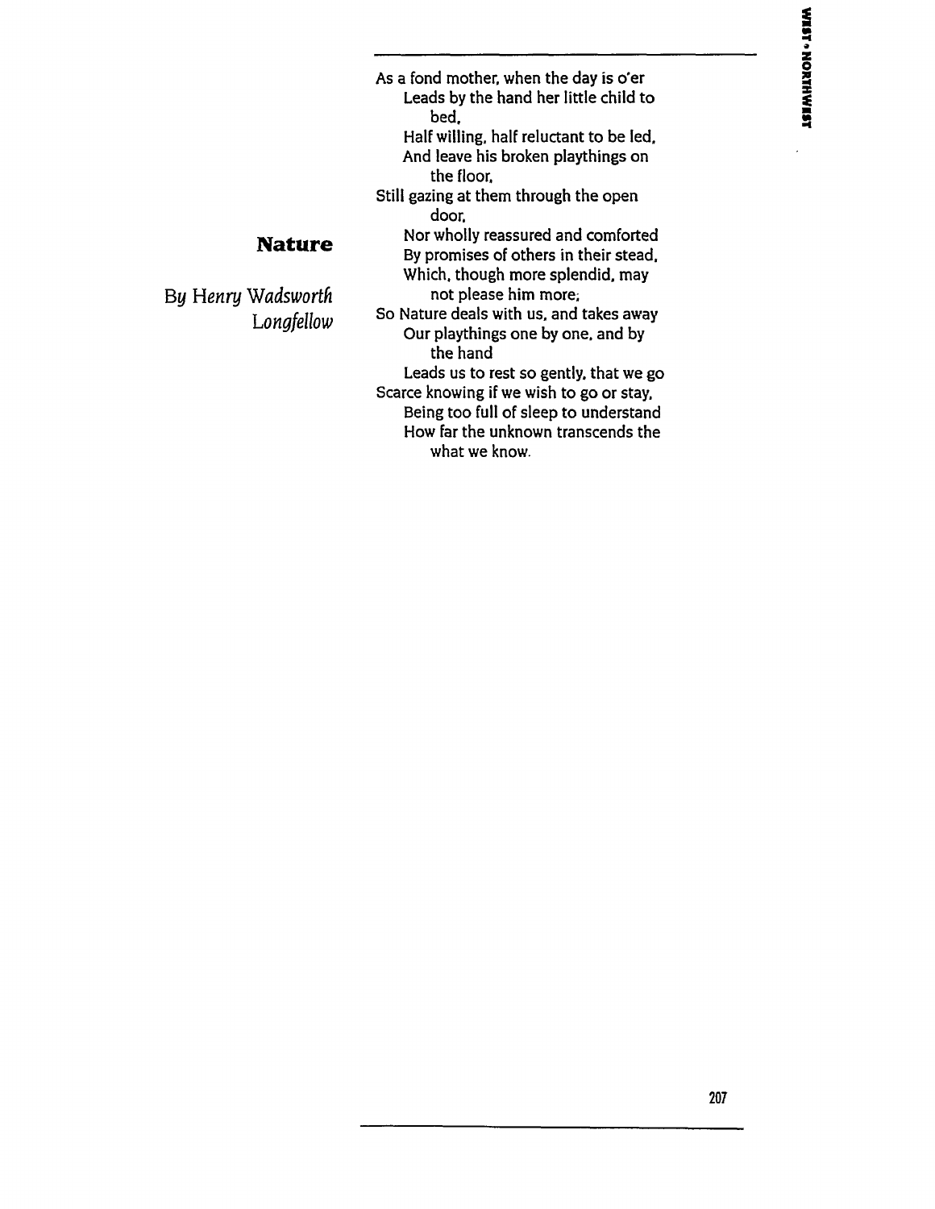## Nature

*By Henry Wadsworth Longfellow*

As a fond mother, when the day is o'er  
  Leads by the hand her little child to bed,  
  Half willing, half reluctant to be led,  
  And leave his broken playthings on the floor,  
Still gazing at them through the open door,  
  Nor wholly reassured and comforted  
  By promises of others in their stead,  
  Which, though more splendid, may not please him more;  
So Nature deals with us, and takes away  
  Our playthings one by one, and by the hand  
  Leads us to rest so gently, that we go  
Scarce knowing if we wish to go or stay,  
  Being too full of sleep to understand  
  How far the unknown transcends the what we know.